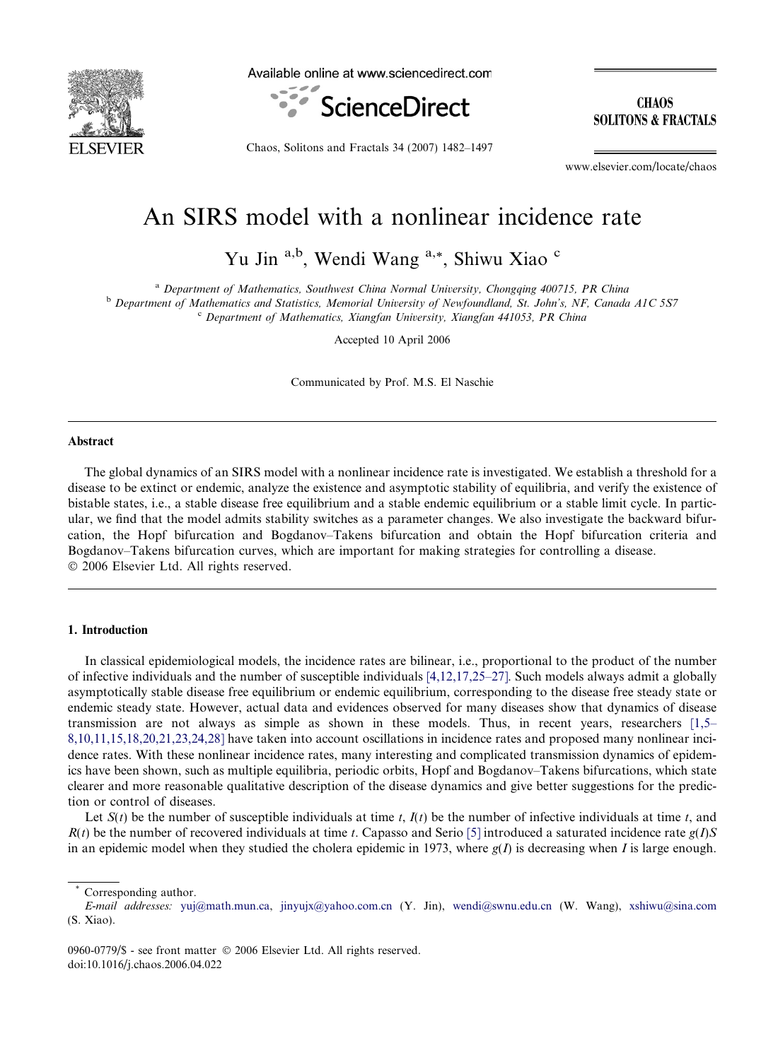# An SIRS model with a nonlinear incidence rate

Yu Jin [a,b], Wendi Wang [a,*], Shiwu Xiao [c]

[a] Department of Mathematics, Southwest China Normal University, Chongqing 400715, PR China

[b] Department of Mathematics and Statistics, Memorial University of Newfoundland, St. John's, NF, Canada A1C 5S7

[c] Department of Mathematics, Xiangfan University, Xiangfan 441053, PR China

Accepted 10 April 2006

Communicated by Prof. M.S. El Naschie

## Abstract

The global dynamics of an SIRS model with a nonlinear incidence rate is investigated. We establish a threshold for a disease to be extinct or endemic, analyze the existence and asymptotic stability of equilibria, and verify the existence of bistable states, i.e., a stable disease free equilibrium and a stable endemic equilibrium or a stable limit cycle. In particular, we find that the model admits stability switches as a parameter changes. We also investigate the backward bifurcation, the Hopf bifurcation and Bogdanov–Takens bifurcation and obtain the Hopf bifurcation criteria and Bogdanov–Takens bifurcation curves, which are important for making strategies for controlling a disease.

© 2006 Elsevier Ltd. All rights reserved.

## 1. Introduction

In classical epidemiological models, the incidence rates are bilinear, i.e., proportional to the product of the number of infective individuals and the number of susceptible individuals [4,12,17,25–27]. Such models always admit a globally asymptotically stable disease free equilibrium or endemic equilibrium, corresponding to the disease free steady state or endemic steady state. However, actual data and evidences observed for many diseases show that dynamics of disease transmission are not always as simple as shown in these models. Thus, in recent years, researchers [1,5–8,10,11,15,18,20,21,23,24,28] have taken into account oscillations in incidence rates and proposed many nonlinear incidence rates. With these nonlinear incidence rates, many interesting and complicated transmission dynamics of epidemics have been shown, such as multiple equilibria, periodic orbits, Hopf and Bogdanov–Takens bifurcations, which state clearer and more reasonable qualitative description of the disease dynamics and give better suggestions for the prediction or control of diseases.

Let $S(t)$ be the number of susceptible individuals at time $t$, $I(t)$ be the number of infective individuals at time $t$, and $R(t)$ be the number of recovered individuals at time $t$. Capasso and Serio [5] introduced a saturated incidence rate $g(I)S$ in an epidemic model when they studied the cholera epidemic in 1973, where $g(I)$ is decreasing when $I$ is large enough.

\* Corresponding author.

E-mail addresses: yuj@math.mun.ca, jinyujx@yahoo.com.cn (Y. Jin), wendi@swnu.edu.cn (W. Wang), xshiwu@sina.com (S. Xiao).

0960-0779/$ - see front matter © 2006 Elsevier Ltd. All rights reserved.

doi:10.1016/j.chaos.2006.04.022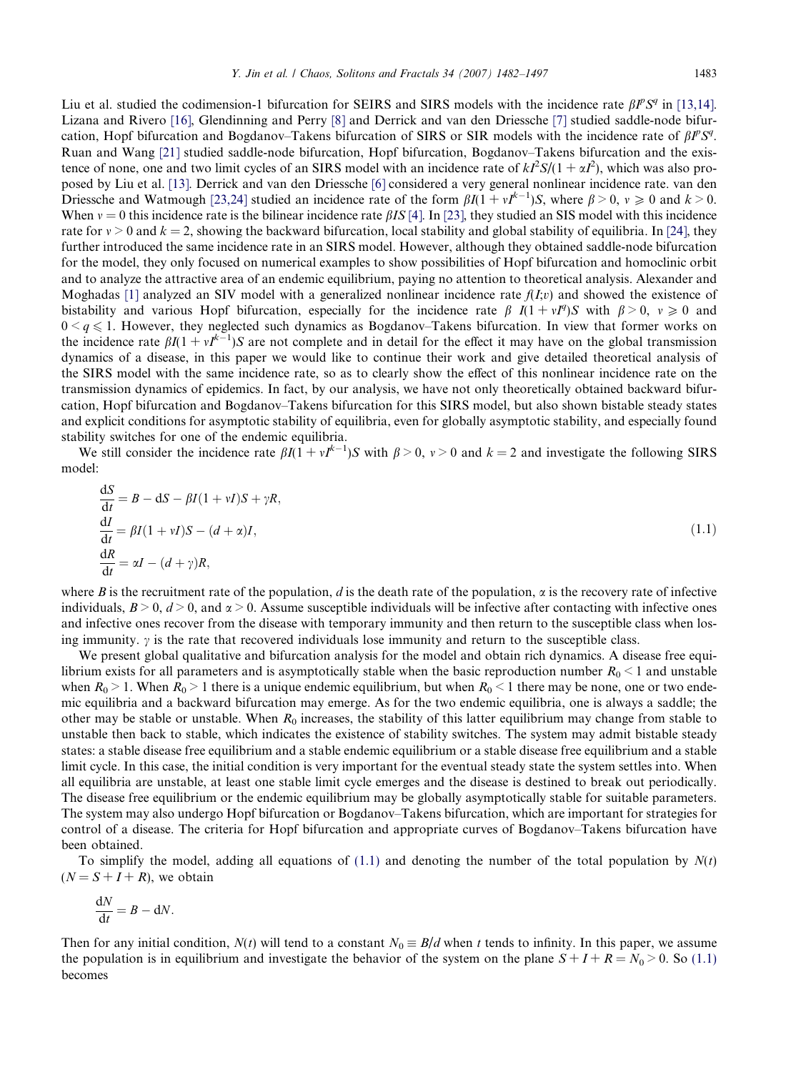Liu et al. studied the codimension-1 bifurcation for SEIRS and SIRS models with the incidence rate $\beta I^p S^q$ in [13,14]. Lizana and Rivero [16], Glendinning and Perry [8] and Derrick and van den Driessche [7] studied saddle-node bifurcation, Hopf bifurcation and Bogdanov–Takens bifurcation of SIRS or SIR models with the incidence rate of $\beta I^p S^q$. Ruan and Wang [21] studied saddle-node bifurcation, Hopf bifurcation, Bogdanov–Takens bifurcation and the existence of none, one and two limit cycles of an SIRS model with an incidence rate of $kI^2S/(1+\alpha I^2)$, which was also proposed by Liu et al. [13]. Derrick and van den Driessche [6] considered a very general nonlinear incidence rate. van den Driessche and Watmough [23,24] studied an incidence rate of the form $\beta I(1+\nu I^{k-1})S$, where $\beta > 0$, $\nu \geqslant 0$ and $k > 0$. When $\nu = 0$ this incidence rate is the bilinear incidence rate $\beta IS$ [4]. In [23], they studied an SIS model with this incidence rate for $\nu > 0$ and $k = 2$, showing the backward bifurcation, local stability and global stability of equilibria. In [24], they further introduced the same incidence rate in an SIRS model. However, although they obtained saddle-node bifurcation for the model, they only focused on numerical examples to show possibilities of Hopf bifurcation and homoclinic orbit and to analyze the attractive area of an endemic equilibrium, paying no attention to theoretical analysis. Alexander and Moghadas [1] analyzed an SIV model with a generalized nonlinear incidence rate $f(I;\nu)$ and showed the existence of bistability and various Hopf bifurcation, especially for the incidence rate $\beta\ I(1+\nu I^q)S$ with $\beta > 0$, $\nu \geqslant 0$ and $0 < q \leqslant 1$. However, they neglected such dynamics as Bogdanov–Takens bifurcation. In view that former works on the incidence rate $\beta I(1+\nu I^{k-1})S$ are not complete and in detail for the effect it may have on the global transmission dynamics of a disease, in this paper we would like to continue their work and give detailed theoretical analysis of the SIRS model with the same incidence rate, so as to clearly show the effect of this nonlinear incidence rate on the transmission dynamics of epidemics. In fact, by our analysis, we have not only theoretically obtained backward bifurcation, Hopf bifurcation and Bogdanov–Takens bifurcation for this SIRS model, but also shown bistable steady states and explicit conditions for asymptotic stability of equilibria, even for globally asymptotic stability, and especially found stability switches for one of the endemic equilibria.

We still consider the incidence rate $\beta I(1+\nu I^{k-1})S$ with $\beta > 0$, $\nu > 0$ and $k = 2$ and investigate the following SIRS model:

$$
\begin{aligned}
\frac{\mathrm{d}S}{\mathrm{d}t} &= B - \mathrm{d}S - \beta I(1+\nu I)S + \gamma R, \\
\frac{\mathrm{d}I}{\mathrm{d}t} &= \beta I(1+\nu I)S - (d+\alpha)I, \\
\frac{\mathrm{d}R}{\mathrm{d}t} &= \alpha I - (d+\gamma)R,
\end{aligned}
\tag{1.1}
$$

where $B$ is the recruitment rate of the population, $d$ is the death rate of the population, $\alpha$ is the recovery rate of infective individuals, $B > 0$, $d > 0$, and $\alpha > 0$. Assume susceptible individuals will be infective after contacting with infective ones and infective ones recover from the disease with temporary immunity and then return to the susceptible class when losing immunity. $\gamma$ is the rate that recovered individuals lose immunity and return to the susceptible class.

We present global qualitative and bifurcation analysis for the model and obtain rich dynamics. A disease free equilibrium exists for all parameters and is asymptotically stable when the basic reproduction number $R_0 < 1$ and unstable when $R_0 > 1$. When $R_0 > 1$ there is a unique endemic equilibrium, but when $R_0 < 1$ there may be none, one or two endemic equilibria and a backward bifurcation may emerge. As for the two endemic equilibria, one is always a saddle; the other may be stable or unstable. When $R_0$ increases, the stability of this latter equilibrium may change from stable to unstable then back to stable, which indicates the existence of stability switches. The system may admit bistable steady states: a stable disease free equilibrium and a stable endemic equilibrium or a stable disease free equilibrium and a stable limit cycle. In this case, the initial condition is very important for the eventual steady state the system settles into. When all equilibria are unstable, at least one stable limit cycle emerges and the disease is destined to break out periodically. The disease free equilibrium or the endemic equilibrium may be globally asymptotically stable for suitable parameters. The system may also undergo Hopf bifurcation or Bogdanov–Takens bifurcation, which are important for strategies for control of a disease. The criteria for Hopf bifurcation and appropriate curves of Bogdanov–Takens bifurcation have been obtained.

To simplify the model, adding all equations of (1.1) and denoting the number of the total population by $N(t)$ ($N = S + I + R$), we obtain

$$
\frac{\mathrm{d}N}{\mathrm{d}t} = B - \mathrm{d}N.
$$

Then for any initial condition, $N(t)$ will tend to a constant $N_0 \equiv B/d$ when $t$ tends to infinity. In this paper, we assume the population is in equilibrium and investigate the behavior of the system on the plane $S + I + R = N_0 > 0$. So (1.1) becomes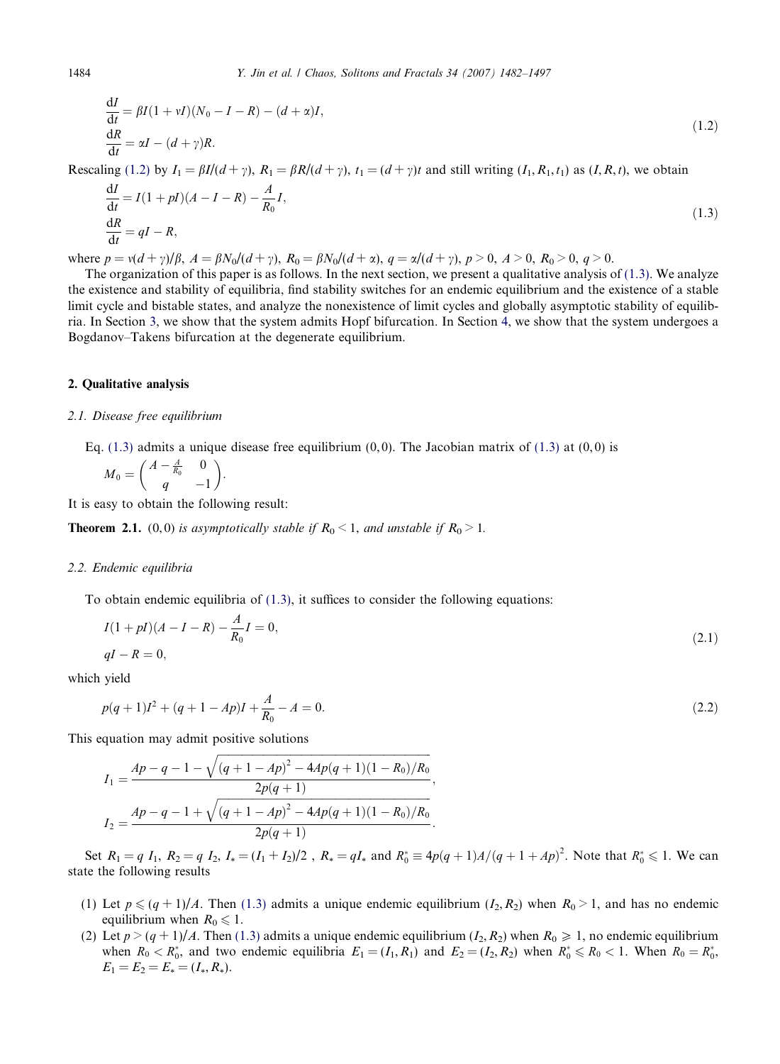$$
\begin{aligned}
\frac{\mathrm{d}I}{\mathrm{d}t} &= \beta I(1+\nu I)(N_0 - I - R) - (d+\alpha)I, \\
\frac{\mathrm{d}R}{\mathrm{d}t} &= \alpha I - (d+\gamma)R.
\end{aligned}
\tag{1.2}
$$

Rescaling (1.2) by $I_1 = \beta I/(d+\gamma)$, $R_1 = \beta R/(d+\gamma)$, $t_1 = (d+\gamma)t$ and still writing $(I_1, R_1, t_1)$ as $(I, R, t)$, we obtain

$$
\begin{aligned}
\frac{\mathrm{d}I}{\mathrm{d}t} &= I(1+pI)(A - I - R) - \frac{A}{R_0}I, \\
\frac{\mathrm{d}R}{\mathrm{d}t} &= qI - R,
\end{aligned}
\tag{1.3}
$$

where $p = \nu(d+\gamma)/\beta$, $A = \beta N_0/(d+\gamma)$, $R_0 = \beta N_0/(d+\alpha)$, $q = \alpha/(d+\gamma)$, $p > 0$, $A > 0$, $R_0 > 0$, $q > 0$.

The organization of this paper is as follows. In the next section, we present a qualitative analysis of (1.3). We analyze the existence and stability of equilibria, find stability switches for an endemic equilibrium and the existence of a stable limit cycle and bistable states, and analyze the nonexistence of limit cycles and globally asymptotic stability of equilibria. In Section 3, we show that the system admits Hopf bifurcation. In Section 4, we show that the system undergoes a Bogdanov–Takens bifurcation at the degenerate equilibrium.

## 2. Qualitative analysis

### 2.1. Disease free equilibrium

Eq. (1.3) admits a unique disease free equilibrium $(0,0)$. The Jacobian matrix of (1.3) at $(0,0)$ is

$$
M_0 = \begin{pmatrix} A - \frac{A}{R_0} & 0 \\ q & -1 \end{pmatrix}.
$$

It is easy to obtain the following result:

**Theorem 2.1.** *$(0,0)$ is asymptotically stable if $R_0 < 1$, and unstable if $R_0 > 1$.*

### 2.2. Endemic equilibria

To obtain endemic equilibria of (1.3), it suffices to consider the following equations:

$$
\begin{aligned}
& I(1+pI)(A - I - R) - \frac{A}{R_0}I = 0, \\
& qI - R = 0,
\end{aligned}
\tag{2.1}
$$

which yield

$$
p(q+1)I^2 + (q+1-Ap)I + \frac{A}{R_0} - A = 0.
\tag{2.2}
$$

This equation may admit positive solutions

$$
\begin{aligned}
I_1 &= \frac{Ap - q - 1 - \sqrt{(q+1-Ap)^2 - 4Ap(q+1)(1-R_0)/R_0}}{2p(q+1)}, \\
I_2 &= \frac{Ap - q - 1 + \sqrt{(q+1-Ap)^2 - 4Ap(q+1)(1-R_0)/R_0}}{2p(q+1)}.
\end{aligned}
$$

Set $R_1 = q\,I_1$, $R_2 = q\,I_2$, $I_* = (I_1 + I_2)/2$ , $R_* = qI_*$ and $R_0^* \equiv 4p(q+1)A/(q+1+Ap)^2$. Note that $R_0^* \leqslant 1$. We can state the following results

1. Let $p \leqslant (q+1)/A$. Then (1.3) admits a unique endemic equilibrium $(I_2, R_2)$ when $R_0 > 1$, and has no endemic equilibrium when $R_0 \leqslant 1$.
2. Let $p > (q+1)/A$. Then (1.3) admits a unique endemic equilibrium $(I_2, R_2)$ when $R_0 \geqslant 1$, no endemic equilibrium when $R_0 < R_0^*$, and two endemic equilibria $E_1 = (I_1, R_1)$ and $E_2 = (I_2, R_2)$ when $R_0^* \leqslant R_0 < 1$. When $R_0 = R_0^*$, $E_1 = E_2 = E_* = (I_*, R_*)$.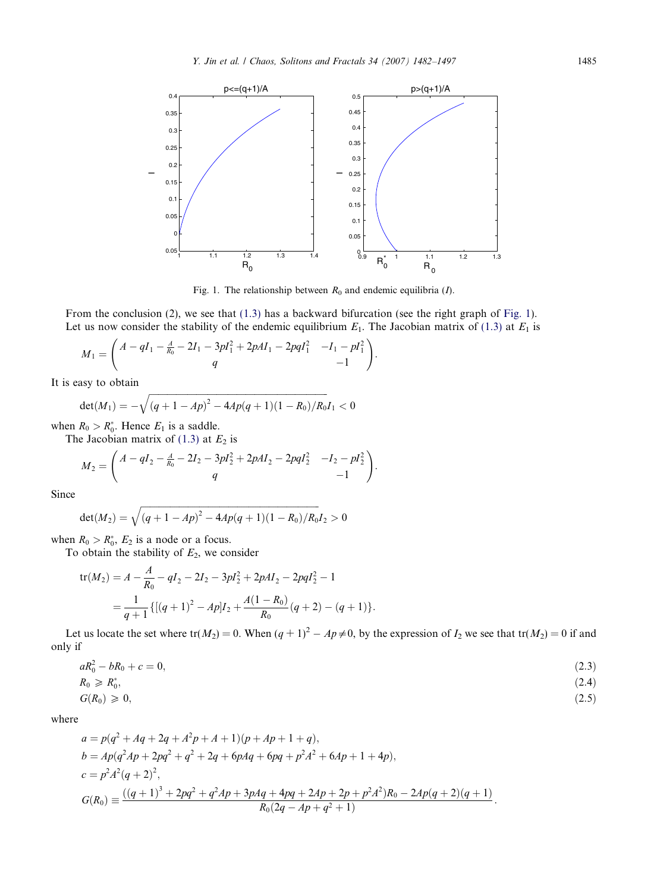Fig. 1. The relationship between $R_0$ and endemic equilibria ($I$).

From the conclusion (2), we see that (1.3) has a backward bifurcation (see the right graph of Fig. 1).

Let us now consider the stability of the endemic equilibrium $E_1$. The Jacobian matrix of (1.3) at $E_1$ is

$$M_1 = \begin{pmatrix} A - qI_1 - \frac{A}{R_0} - 2I_1 - 3pI_1^2 + 2pAI_1 - 2pqI_1^2 & -I_1 - pI_1^2 \\ q & -1 \end{pmatrix}.$$

It is easy to obtain

$$\det(M_1) = -\sqrt{(q+1-Ap)^2 - 4Ap(q+1)(1-R_0)/R_0}\,I_1 < 0$$

when $R_0 > R_0^*$. Hence $E_1$ is a saddle.

The Jacobian matrix of (1.3) at $E_2$ is

$$M_2 = \begin{pmatrix} A - qI_2 - \frac{A}{R_0} - 2I_2 - 3pI_2^2 + 2pAI_2 - 2pqI_2^2 & -I_2 - pI_2^2 \\ q & -1 \end{pmatrix}.$$

Since

$$\det(M_2) = \sqrt{(q+1-Ap)^2 - 4Ap(q+1)(1-R_0)/R_0}\,I_2 > 0$$

when $R_0 > R_0^*$, $E_2$ is a node or a focus.

To obtain the stability of $E_2$, we consider

$$\begin{aligned}\operatorname{tr}(M_2) &= A - \frac{A}{R_0} - qI_2 - 2I_2 - 3pI_2^2 + 2pAI_2 - 2pqI_2^2 - 1 \\ &= \frac{1}{q+1}\left\{[(q+1)^2 - Ap]I_2 + \frac{A(1-R_0)}{R_0}(q+2) - (q+1)\right\}.\end{aligned}$$

Let us locate the set where $\operatorname{tr}(M_2) = 0$. When $(q+1)^2 - Ap \neq 0$, by the expression of $I_2$ we see that $\operatorname{tr}(M_2) = 0$ if and only if

$$aR_0^2 - bR_0 + c = 0, \tag{2.3}$$

$$R_0 \geqslant R_0^*, \tag{2.4}$$

$$G(R_0) \geqslant 0, \tag{2.5}$$

where

$$a = p(q^2 + Aq + 2q + A^2p + A + 1)(p + Ap + 1 + q),$$

$$b = Ap(q^2Ap + 2pq^2 + q^2 + 2q + 6pAq + 6pq + p^2A^2 + 6Ap + 1 + 4p),$$

$$c = p^2A^2(q+2)^2,$$

$$G(R_0) \equiv \frac{((q+1)^3 + 2pq^2 + q^2Ap + 3pAq + 4pq + 2Ap + 2p + p^2A^2)R_0 - 2Ap(q+2)(q+1)}{R_0(2q - Ap + q^2 + 1)}.$$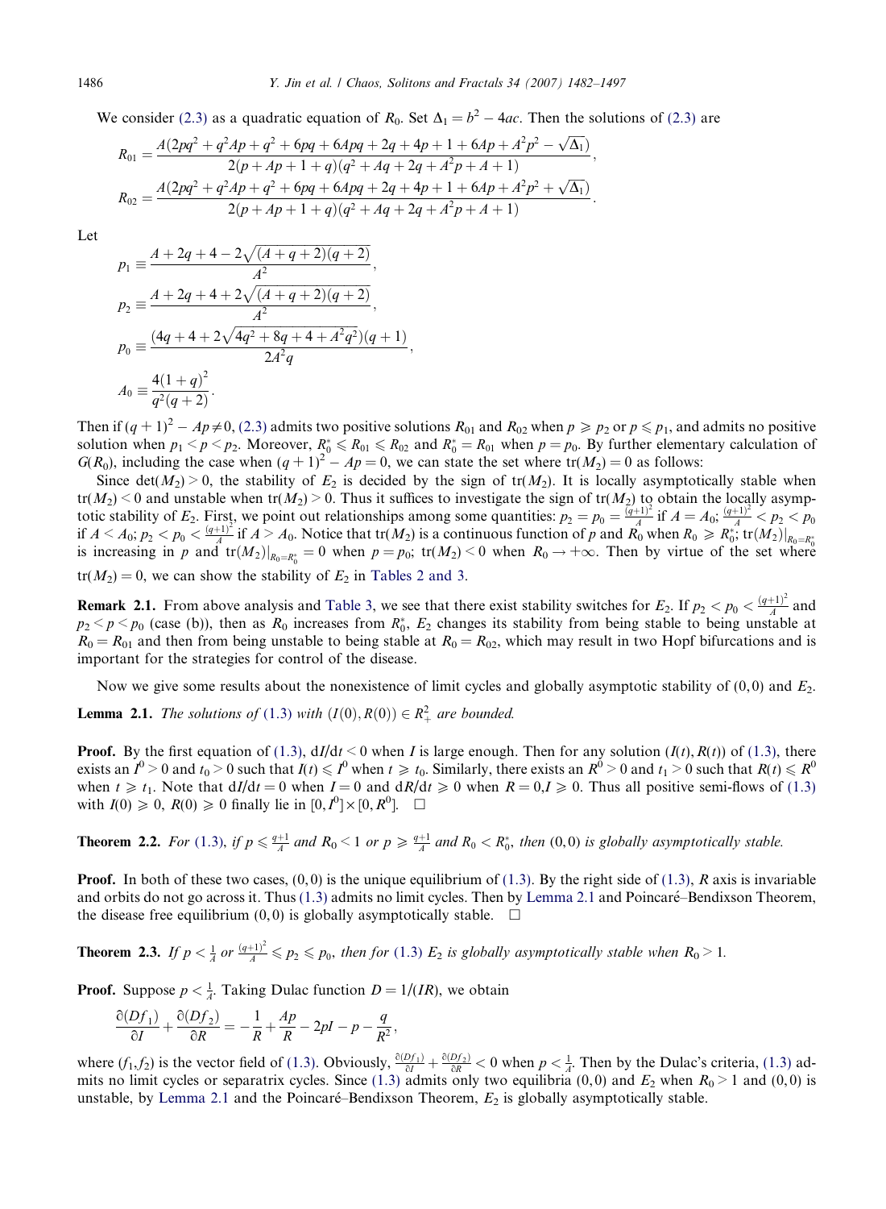We consider (2.3) as a quadratic equation of $R_0$. Set $\Delta_1 = b^2 - 4ac$. Then the solutions of (2.3) are

$$R_{01} = \frac{A(2pq^2 + q^2Ap + q^2 + 6pq + 6Apq + 2q + 4p + 1 + 6Ap + A^2p^2 - \sqrt{\Delta_1})}{2(p + Ap + 1 + q)(q^2 + Aq + 2q + A^2p + A + 1)},$$

$$R_{02} = \frac{A(2pq^2 + q^2Ap + q^2 + 6pq + 6Apq + 2q + 4p + 1 + 6Ap + A^2p^2 + \sqrt{\Delta_1})}{2(p + Ap + 1 + q)(q^2 + Aq + 2q + A^2p + A + 1)}.$$

Let

$$p_1 \equiv \frac{A + 2q + 4 - 2\sqrt{(A + q + 2)(q + 2)}}{A^2},$$

$$p_2 \equiv \frac{A + 2q + 4 + 2\sqrt{(A + q + 2)(q + 2)}}{A^2},$$

$$p_0 \equiv \frac{(4q + 4 + 2\sqrt{4q^2 + 8q + 4 + A^2q^2})(q + 1)}{2A^2q},$$

$$A_0 \equiv \frac{4(1 + q)^2}{q^2(q + 2)}.$$

Then if $(q+1)^2 - Ap \neq 0$, (2.3) admits two positive solutions $R_{01}$ and $R_{02}$ when $p \geqslant p_2$ or $p \leqslant p_1$, and admits no positive solution when $p_1 < p < p_2$. Moreover, $R_0^* \leqslant R_{01} \leqslant R_{02}$ and $R_0^* = R_{01}$ when $p = p_0$. By further elementary calculation of $G(R_0)$, including the case when $(q+1)^2 - Ap = 0$, we can state the set where $\mathrm{tr}(M_2) = 0$ as follows:

Since $\det(M_2) > 0$, the stability of $E_2$ is decided by the sign of $\mathrm{tr}(M_2)$. It is locally asymptotically stable when $\mathrm{tr}(M_2) < 0$ and unstable when $\mathrm{tr}(M_2) > 0$. Thus it suffices to investigate the sign of $\mathrm{tr}(M_2)$ to obtain the locally asymptotic stability of $E_2$. First, we point out relationships among some quantities: $p_2 = p_0 = \frac{(q+1)^2}{A}$ if $A = A_0$; $\frac{(q+1)^2}{A} < p_2 < p_0$ if $A < A_0$; $p_2 < p_0 < \frac{(q+1)^2}{A}$ if $A > A_0$. Notice that $\mathrm{tr}(M_2)$ is a continuous function of $p$ and $R_0$ when $R_0 \geqslant R_0^*$; $\mathrm{tr}(M_2)|_{R_0=R_0^*}$ is increasing in $p$ and $\mathrm{tr}(M_2)|_{R_0=R_0^*} = 0$ when $p = p_0$; $\mathrm{tr}(M_2) < 0$ when $R_0 \to +\infty$. Then by virtue of the set where $\mathrm{tr}(M_2) = 0$, we can show the stability of $E_2$ in Tables 2 and 3.

**Remark 2.1.** From above analysis and Table 3, we see that there exist stability switches for $E_2$. If $p_2 < p_0 < \frac{(q+1)^2}{A}$ and $p_2 < p < p_0$ (case (b)), then as $R_0$ increases from $R_0^*$, $E_2$ changes its stability from being stable to being unstable at $R_0 = R_{01}$ and then from being unstable to being stable at $R_0 = R_{02}$, which may result in two Hopf bifurcations and is important for the strategies for control of the disease.

Now we give some results about the nonexistence of limit cycles and globally asymptotic stability of $(0,0)$ and $E_2$.

**Lemma 2.1.** *The solutions of (1.3) with $(I(0), R(0)) \in R_+^2$ are bounded.*

**Proof.** By the first equation of (1.3), $\mathrm{d}I/\mathrm{d}t < 0$ when $I$ is large enough. Then for any solution $(I(t), R(t))$ of (1.3), there exists an $I^0 > 0$ and $t_0 > 0$ such that $I(t) \leqslant I^0$ when $t \geqslant t_0$. Similarly, there exists an $R^0 > 0$ and $t_1 > 0$ such that $R(t) \leqslant R^0$ when $t \geqslant t_1$. Note that $\mathrm{d}I/\mathrm{d}t = 0$ when $I = 0$ and $\mathrm{d}R/\mathrm{d}t \geqslant 0$ when $R = 0, I \geqslant 0$. Thus all positive semi-flows of (1.3) with $I(0) \geqslant 0$, $R(0) \geqslant 0$ finally lie in $[0, I^0] \times [0, R^0]$. □

**Theorem 2.2.** *For (1.3), if $p \leqslant \frac{q+1}{A}$ and $R_0 < 1$ or $p \geqslant \frac{q+1}{A}$ and $R_0 < R_0^*$, then $(0,0)$ is globally asymptotically stable.*

**Proof.** In both of these two cases, $(0,0)$ is the unique equilibrium of (1.3). By the right side of (1.3), $R$ axis is invariable and orbits do not go across it. Thus (1.3) admits no limit cycles. Then by Lemma 2.1 and Poincaré–Bendixson Theorem, the disease free equilibrium $(0,0)$ is globally asymptotically stable. □

**Theorem 2.3.** *If $p < \frac{1}{A}$ or $\frac{(q+1)^2}{A} \leqslant p_2 \leqslant p_0$, then for (1.3) $E_2$ is globally asymptotically stable when $R_0 > 1$.*

**Proof.** Suppose $p < \frac{1}{A}$. Taking Dulac function $D = 1/(IR)$, we obtain

$$\frac{\partial(Df_1)}{\partial I} + \frac{\partial(Df_2)}{\partial R} = -\frac{1}{R} + \frac{Ap}{R} - 2pI - p - \frac{q}{R^2},$$

where $(f_1, f_2)$ is the vector field of (1.3). Obviously, $\frac{\partial(Df_1)}{\partial I} + \frac{\partial(Df_2)}{\partial R} < 0$ when $p < \frac{1}{A}$. Then by the Dulac's criteria, (1.3) admits no limit cycles or separatrix cycles. Since (1.3) admits only two equilibria $(0,0)$ and $E_2$ when $R_0 > 1$ and $(0,0)$ is unstable, by Lemma 2.1 and the Poincaré–Bendixson Theorem, $E_2$ is globally asymptotically stable.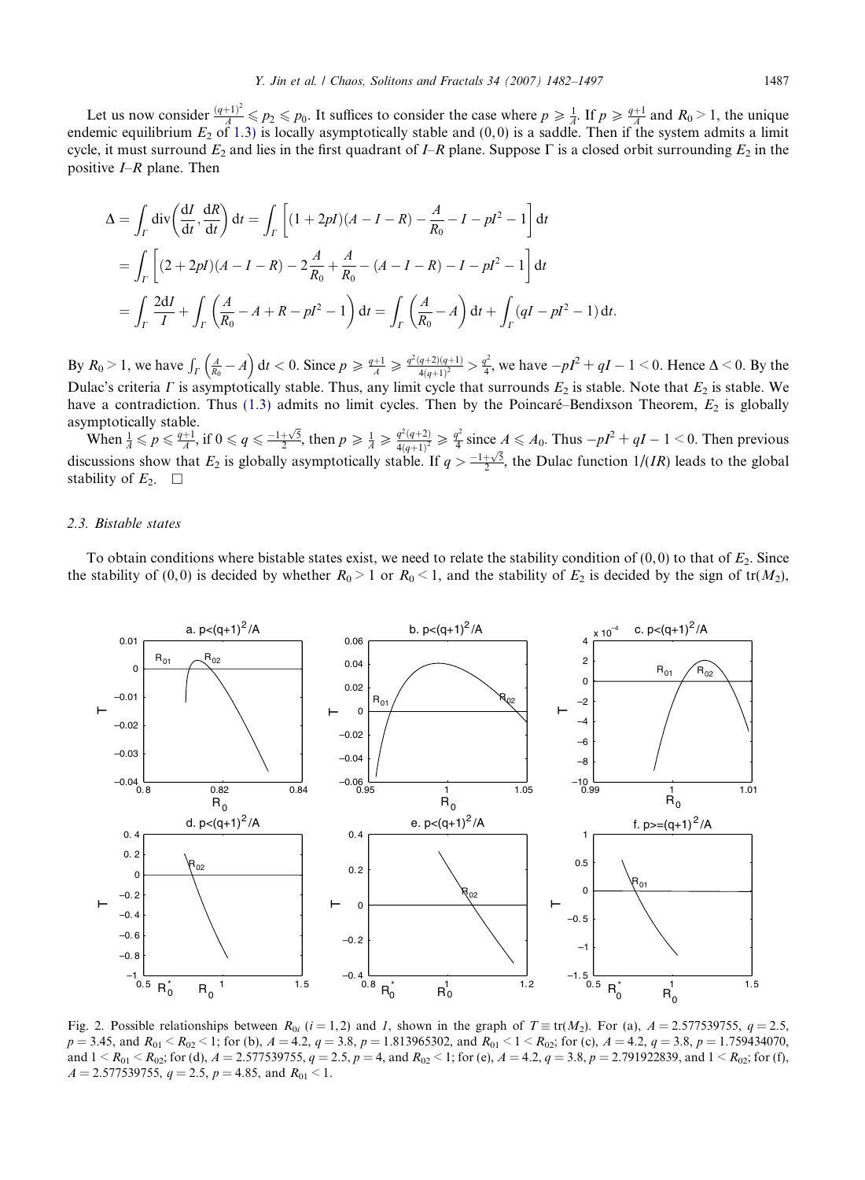Let us now consider $\frac{(q+1)^2}{A} \leqslant p_2 \leqslant p_0$. It suffices to consider the case where $p \geqslant \frac{1}{A}$. If $p \geqslant \frac{q+1}{A}$ and $R_0 > 1$, the unique endemic equilibrium $E_2$ of 1.3) is locally asymptotically stable and $(0,0)$ is a saddle. Then if the system admits a limit cycle, it must surround $E_2$ and lies in the first quadrant of $I$–$R$ plane. Suppose $\Gamma$ is a closed orbit surrounding $E_2$ in the positive $I$–$R$ plane. Then

$$
\begin{aligned}
\Delta &= \int_\Gamma \operatorname{div}\left(\frac{\mathrm{d}I}{\mathrm{d}t}, \frac{\mathrm{d}R}{\mathrm{d}t}\right)\mathrm{d}t = \int_\Gamma \left[(1+2pI)(A-I-R) - \frac{A}{R_0} - I - pI^2 - 1\right]\mathrm{d}t \\
&= \int_\Gamma \left[(2+2pI)(A-I-R) - 2\frac{A}{R_0} + \frac{A}{R_0} - (A-I-R) - I - pI^2 - 1\right]\mathrm{d}t \\
&= \int_\Gamma \frac{2\mathrm{d}I}{I} + \int_\Gamma \left(\frac{A}{R_0} - A + R - pI^2 - 1\right)\mathrm{d}t = \int_\Gamma \left(\frac{A}{R_0} - A\right)\mathrm{d}t + \int_\Gamma (qI - pI^2 - 1)\,\mathrm{d}t.
\end{aligned}
$$

By $R_0 > 1$, we have $\int_\Gamma \left(\frac{A}{R_0} - A\right)\mathrm{d}t < 0$. Since $p \geqslant \frac{q+1}{A} \geqslant \frac{q^2(q+2)(q+1)}{4(q+1)^2} > \frac{q^2}{4}$, we have $-pI^2 + qI - 1 < 0$. Hence $\Delta < 0$. By the Dulac's criteria $\Gamma$ is asymptotically stable. Thus, any limit cycle that surrounds $E_2$ is stable. Note that $E_2$ is stable. We have a contradiction. Thus (1.3) admits no limit cycles. Then by the Poincaré–Bendixson Theorem, $E_2$ is globally asymptotically stable.

When $\frac{1}{A} \leqslant p \leqslant \frac{q+1}{A}$, if $0 \leqslant q \leqslant \frac{-1+\sqrt{5}}{2}$, then $p \geqslant \frac{1}{A} \geqslant \frac{q^2(q+2)}{4(q+1)^2} \geqslant \frac{q^2}{4}$ since $A \leqslant A_0$. Thus $-pI^2 + qI - 1 < 0$. Then previous discussions show that $E_2$ is globally asymptotically stable. If $q > \frac{-1+\sqrt{5}}{2}$, the Dulac function $1/(IR)$ leads to the global stability of $E_2$. $\square$

### 2.3. Bistable states

To obtain conditions where bistable states exist, we need to relate the stability condition of $(0,0)$ to that of $E_2$. Since the stability of $(0,0)$ is decided by whether $R_0 > 1$ or $R_0 < 1$, and the stability of $E_2$ is decided by the sign of $\mathrm{tr}(M_2)$,

Fig. 2. Possible relationships between $R_{0i}$ $(i = 1, 2)$ and $1$, shown in the graph of $T \equiv \mathrm{tr}(M_2)$. For (a), $A = 2.577539755$, $q = 2.5$, $p = 3.45$, and $R_{01} < R_{02} < 1$; for (b), $A = 4.2$, $q = 3.8$, $p = 1.813965302$, and $R_{01} < 1 < R_{02}$; for (c), $A = 4.2$, $q = 3.8$, $p = 1.759434070$, and $1 < R_{01} < R_{02}$; for (d), $A = 2.577539755$, $q = 2.5$, $p = 4$, and $R_{02} < 1$; for (e), $A = 4.2$, $q = 3.8$, $p = 2.791922839$, and $1 < R_{02}$; for (f), $A = 2.577539755$, $q = 2.5$, $p = 4.85$, and $R_{01} < 1$.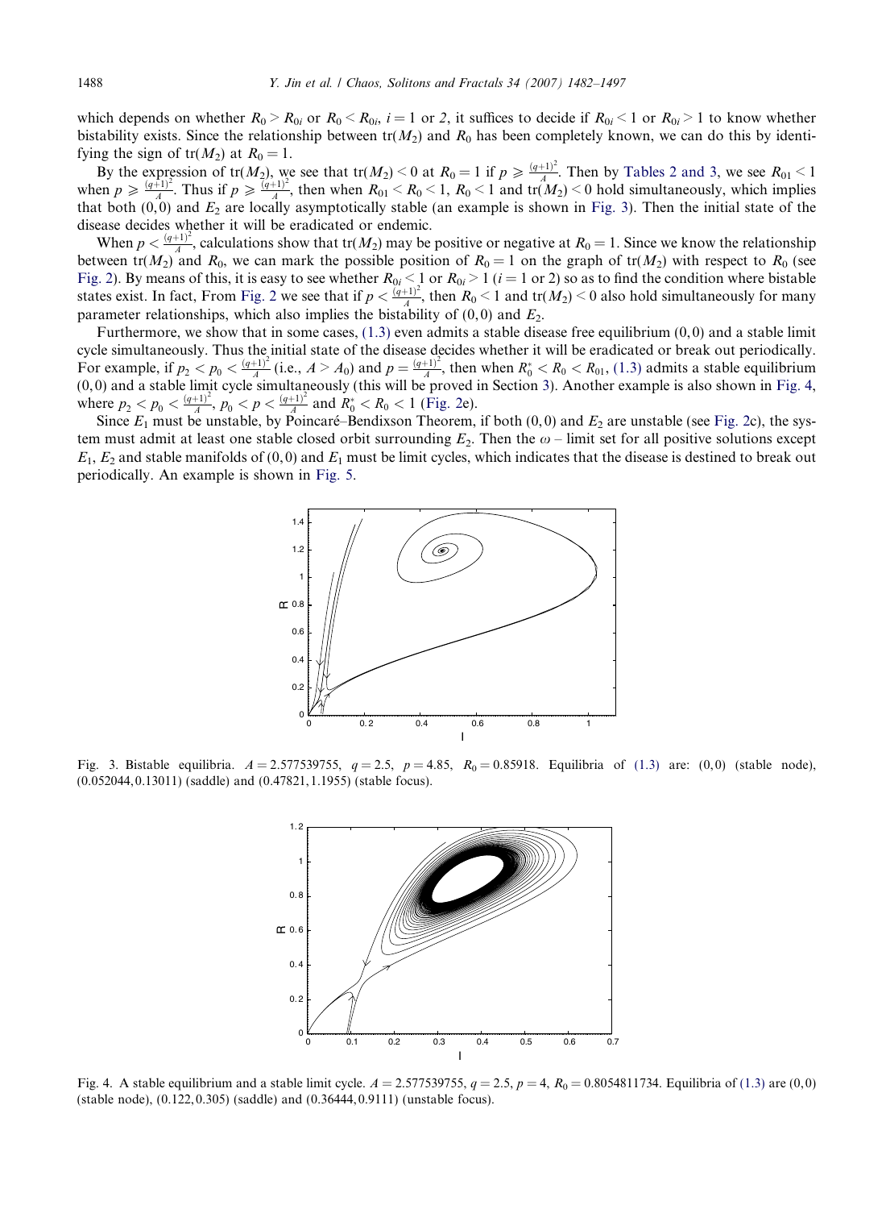which depends on whether $R_0 > R_{0i}$ or $R_0 < R_{0i}$, $i = 1$ or $2$, it suffices to decide if $R_{0i} < 1$ or $R_{0i} > 1$ to know whether bistability exists. Since the relationship between $\mathrm{tr}(M_2)$ and $R_0$ has been completely known, we can do this by identifying the sign of $\mathrm{tr}(M_2)$ at $R_0 = 1$.

By the expression of $\mathrm{tr}(M_2)$, we see that $\mathrm{tr}(M_2) < 0$ at $R_0 = 1$ if $p \geqslant \frac{(q+1)^2}{A}$. Then by Tables 2 and 3, we see $R_{01} < 1$ when $p \geqslant \frac{(q+1)^2}{A}$. Thus if $p \geqslant \frac{(q+1)^2}{A}$, then when $R_{01} < R_0 < 1$, $R_0 < 1$ and $\mathrm{tr}(M_2) < 0$ hold simultaneously, which implies that both $(0,0)$ and $E_2$ are locally asymptotically stable (an example is shown in Fig. 3). Then the initial state of the disease decides whether it will be eradicated or endemic.

When $p < \frac{(q+1)^2}{A}$, calculations show that $\mathrm{tr}(M_2)$ may be positive or negative at $R_0 = 1$. Since we know the relationship between $\mathrm{tr}(M_2)$ and $R_0$, we can mark the possible position of $R_0 = 1$ on the graph of $\mathrm{tr}(M_2)$ with respect to $R_0$ (see Fig. 2). By means of this, it is easy to see whether $R_{0i} < 1$ or $R_{0i} > 1$ ($i = 1$ or $2$) so as to find the condition where bistable states exist. In fact, From Fig. 2 we see that if $p < \frac{(q+1)^2}{A}$, then $R_0 < 1$ and $\mathrm{tr}(M_2) < 0$ also hold simultaneously for many parameter relationships, which also implies the bistability of $(0,0)$ and $E_2$.

Furthermore, we show that in some cases, (1.3) even admits a stable disease free equilibrium $(0,0)$ and a stable limit cycle simultaneously. Thus the initial state of the disease decides whether it will be eradicated or break out periodically. For example, if $p_2 < p_0 < \frac{(q+1)^2}{A}$ (i.e., $A > A_0$) and $p = \frac{(q+1)^2}{A}$, then when $R_0^* < R_0 < R_{01}$, (1.3) admits a stable equilibrium $(0,0)$ and a stable limit cycle simultaneously (this will be proved in Section 3). Another example is also shown in Fig. 4, where $p_2 < p_0 < \frac{(q+1)^2}{A}$, $p_0 < p < \frac{(q+1)^2}{A}$ and $R_0^* < R_0 < 1$ (Fig. 2e).

Since $E_1$ must be unstable, by Poincaré–Bendixson Theorem, if both $(0,0)$ and $E_2$ are unstable (see Fig. 2c), the system must admit at least one stable closed orbit surrounding $E_2$. Then the $\omega$ – limit set for all positive solutions except $E_1$, $E_2$ and stable manifolds of $(0,0)$ and $E_1$ must be limit cycles, which indicates that the disease is destined to break out periodically. An example is shown in Fig. 5.

Fig. 3. Bistable equilibria. $A = 2.577539755$, $q = 2.5$, $p = 4.85$, $R_0 = 0.85918$. Equilibria of (1.3) are: $(0,0)$ (stable node), $(0.052044, 0.13011)$ (saddle) and $(0.47821, 1.1955)$ (stable focus).

Fig. 4. A stable equilibrium and a stable limit cycle. $A = 2.577539755$, $q = 2.5$, $p = 4$, $R_0 = 0.8054811734$. Equilibria of (1.3) are $(0,0)$ (stable node), $(0.122, 0.305)$ (saddle) and $(0.36444, 0.9111)$ (unstable focus).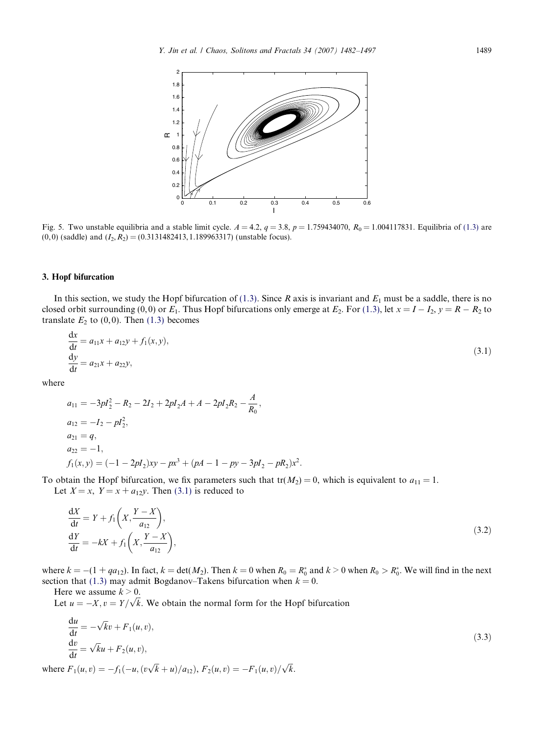Fig. 5. Two unstable equilibria and a stable limit cycle. $A = 4.2$, $q = 3.8$, $p = 1.759434070$, $R_0 = 1.004117831$. Equilibria of (1.3) are $(0,0)$ (saddle) and $(I_2, R_2) = (0.3131482413, 1.189963317)$ (unstable focus).

## 3. Hopf bifurcation

In this section, we study the Hopf bifurcation of (1.3). Since $R$ axis is invariant and $E_1$ must be a saddle, there is no closed orbit surrounding $(0,0)$ or $E_1$. Thus Hopf bifurcations only emerge at $E_2$. For (1.3), let $x = I - I_2$, $y = R - R_2$ to translate $E_2$ to $(0,0)$. Then (1.3) becomes

$$
\begin{aligned}
\frac{\mathrm{d}x}{\mathrm{d}t} &= a_{11}x + a_{12}y + f_1(x, y),\\
\frac{\mathrm{d}y}{\mathrm{d}t} &= a_{21}x + a_{22}y,
\end{aligned}
\tag{3.1}
$$

where

$$
\begin{aligned}
a_{11} &= -3pI_2^2 - R_2 - 2I_2 + 2pI_2A + A - 2pI_2R_2 - \frac{A}{R_0},\\
a_{12} &= -I_2 - pI_2^2,\\
a_{21} &= q,\\
a_{22} &= -1,\\
f_1(x, y) &= (-1 - 2pI_2)xy - px^3 + (pA - 1 - py - 3pI_2 - pR_2)x^2.
\end{aligned}
$$

To obtain the Hopf bifurcation, we fix parameters such that $\mathrm{tr}(M_2) = 0$, which is equivalent to $a_{11} = 1$.

Let $X = x$, $Y = x + a_{12}y$. Then (3.1) is reduced to

$$
\begin{aligned}
\frac{\mathrm{d}X}{\mathrm{d}t} &= Y + f_1\left(X, \frac{Y - X}{a_{12}}\right),\\
\frac{\mathrm{d}Y}{\mathrm{d}t} &= -kX + f_1\left(X, \frac{Y - X}{a_{12}}\right),
\end{aligned}
\tag{3.2}
$$

where $k = -(1 + qa_{12})$. In fact, $k = \det(M_2)$. Then $k = 0$ when $R_0 = R_0^*$ and $k > 0$ when $R_0 > R_0^*$. We will find in the next section that (1.3) may admit Bogdanov–Takens bifurcation when $k = 0$.

Here we assume $k > 0$.

Let $u = -X$, $v = Y/\sqrt{k}$. We obtain the normal form for the Hopf bifurcation

$$
\begin{aligned}
\frac{\mathrm{d}u}{\mathrm{d}t} &= -\sqrt{k}v + F_1(u, v),\\
\frac{\mathrm{d}v}{\mathrm{d}t} &= \sqrt{k}u + F_2(u, v),
\end{aligned}
\tag{3.3}
$$

where $F_1(u, v) = -f_1(-u, (v\sqrt{k} + u)/a_{12})$, $F_2(u, v) = -F_1(u, v)/\sqrt{k}$.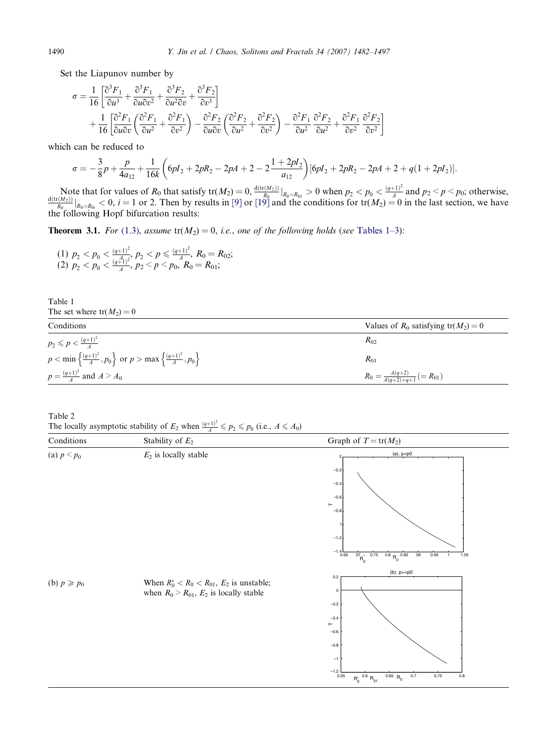Set the Liapunov number by

$$\sigma = \frac{1}{16}\left[\frac{\partial^3 F_1}{\partial u^3} + \frac{\partial^3 F_1}{\partial u \partial v^2} + \frac{\partial^3 F_2}{\partial u^2 \partial v} + \frac{\partial^3 F_2}{\partial v^3}\right] + \frac{1}{16}\left[\frac{\partial^2 F_1}{\partial u \partial v}\left(\frac{\partial^2 F_1}{\partial u^2} + \frac{\partial^2 F_1}{\partial v^2}\right) - \frac{\partial^2 F_2}{\partial u \partial v}\left(\frac{\partial^2 F_2}{\partial u^2} + \frac{\partial^2 F_2}{\partial v^2}\right) - \frac{\partial^2 F_1}{\partial u^2}\frac{\partial^2 F_2}{\partial u^2} + \frac{\partial^2 F_1}{\partial v^2}\frac{\partial^2 F_2}{\partial v^2}\right]$$

which can be reduced to

$$\sigma = -\frac{3}{8}p + \frac{p}{4a_{12}} + \frac{1}{16k}\left(6pI_2 + 2pR_2 - 2pA + 2 - 2\frac{1 + 2pI_2}{a_{12}}\right)[6pI_2 + 2pR_2 - 2pA + 2 + q(1 + 2pI_2)].$$

Note that for values of $R_0$ that satisfy $\mathrm{tr}(M_2) = 0$, $\frac{\mathrm{d}(\mathrm{tr}(M_2))}{R_0}|_{R_0=R_{01}} > 0$ when $p_2 < p_0 < \frac{(q+1)^2}{A}$ and $p_2 < p < p_0$; otherwise, $\frac{\mathrm{d}(\mathrm{tr}(M_2))}{R_0}|_{R_0=R_{0i}} < 0$, $i = 1$ or 2. Then by results in [9] or [19] and the conditions for $\mathrm{tr}(M_2) = 0$ in the last section, we have the following Hopf bifurcation results:

**Theorem 3.1.** *For (1.3), assume* $\mathrm{tr}(M_2) = 0$, *i.e., one of the following holds (see Tables 1–3):*

(1) $p_2 < p_0 < \frac{(q+1)^2}{A}$, $p_2 < p \leqslant \frac{(q+1)^2}{A}$, $R_0 = R_{02}$;
(2) $p_2 < p_0 < \frac{(q+1)^2}{A}$, $p_2 < p < p_0$, $R_0 = R_{01}$;

Table 1
The set where $\mathrm{tr}(M_2) = 0$

| Conditions | Values of $R_0$ satisfying $\mathrm{tr}(M_2) = 0$ |
|---|---|
| $p_2 \leqslant p < \frac{(q+1)^2}{A}$ | $R_{02}$ |
| $p < \min\left\{\frac{(q+1)^2}{A}, p_0\right\}$ or $p > \max\left\{\frac{(q+1)^2}{A}, p_0\right\}$ | $R_{01}$ |
| $p = \frac{(q+1)^2}{A}$ and $A > A_0$ | $R_0 = \frac{A(q+2)}{A(q+2)+q+1} (= R_{01})$ |

Table 2
The locally asymptotic stability of $E_2$ when $\frac{(q+1)^2}{A} \leqslant p_2 \leqslant p_0$ (i.e., $A \leqslant A_0$)

| Conditions | Stability of $E_2$ | Graph of $T = \mathrm{tr}(M_2)$ |
|---|---|---|
| (a) $p < p_0$ | $E_2$ is locally stable | |
| (b) $p \geqslant p_0$ | When $R_0^* < R_0 < R_{01}$, $E_2$ is unstable; when $R_0 > R_{01}$, $E_2$ is locally stable | |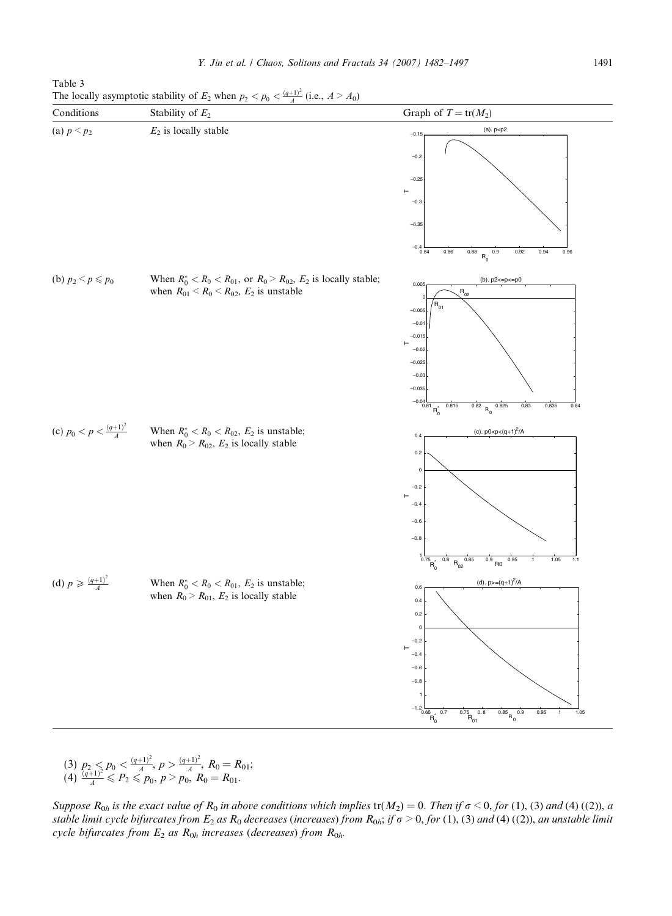Table 3
The locally asymptotic stability of $E_2$ when $p_2 < p_0 < \frac{(q+1)^2}{A}$ (i.e., $A > A_0$)

| Conditions | Stability of $E_2$ | Graph of $T = \mathrm{tr}(M_2)$ |
|---|---|---|
| (a) $p < p_2$ | $E_2$ is locally stable | |
| (b) $p_2 < p \leqslant p_0$ | When $R_0^* < R_0 < R_{01}$, or $R_0 > R_{02}$, $E_2$ is locally stable; when $R_{01} < R_0 < R_{02}$, $E_2$ is unstable | |
| (c) $p_0 < p < \frac{(q+1)^2}{A}$ | When $R_0^* < R_0 < R_{02}$, $E_2$ is unstable; when $R_0 > R_{02}$, $E_2$ is locally stable | |
| (d) $p \geqslant \frac{(q+1)^2}{A}$ | When $R_0^* < R_0 < R_{01}$, $E_2$ is unstable; when $R_0 > R_{01}$, $E_2$ is locally stable | |

(3) $p_2 \leqslant p_0 < \frac{(q+1)^2}{A}$, $p > \frac{(q+1)^2}{A}$, $R_0 = R_{01}$;
(4) $\frac{(q+1)^2}{A} \leqslant P_2 \leqslant p_0$, $p > p_0$, $R_0 = R_{01}$.

*Suppose $R_{0h}$ is the exact value of $R_0$ in above conditions which implies $\mathrm{tr}(M_2) = 0$. Then if $\sigma < 0$, for (1), (3) and (4) ((2)), a stable limit cycle bifurcates from $E_2$ as $R_0$ decreases (increases) from $R_{0h}$; if $\sigma > 0$, for (1), (3) and (4) ((2)), an unstable limit cycle bifurcates from $E_2$ as $R_{0h}$ increases (decreases) from $R_{0h}$.*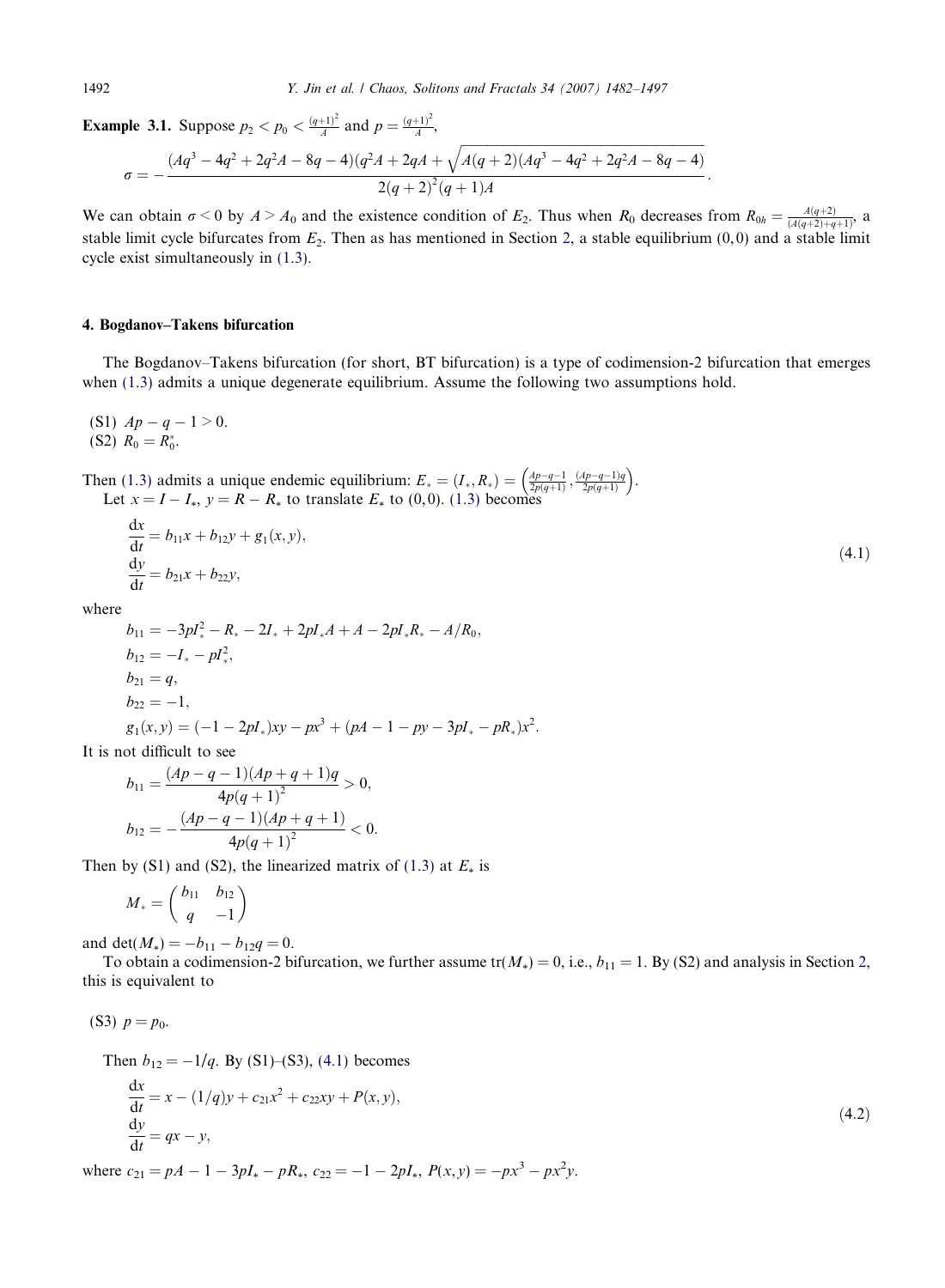**Example 3.1.** Suppose $p_2 < p_0 < \frac{(q+1)^2}{A}$ and $p = \frac{(q+1)^2}{A}$,

$$\sigma = -\frac{(Aq^3 - 4q^2 + 2q^2A - 8q - 4)(q^2A + 2qA + \sqrt{A(q+2)(Aq^3 - 4q^2 + 2q^2A - 8q - 4)}}{2(q+2)^2(q+1)A}.$$

We can obtain $\sigma < 0$ by $A > A_0$ and the existence condition of $E_2$. Thus when $R_0$ decreases from $R_{0h} = \frac{A(q+2)}{(A(q+2)+q+1)}$, a stable limit cycle bifurcates from $E_2$. Then as has mentioned in Section 2, a stable equilibrium $(0, 0)$ and a stable limit cycle exist simultaneously in (1.3).

## 4. Bogdanov–Takens bifurcation

The Bogdanov–Takens bifurcation (for short, BT bifurcation) is a type of codimension-2 bifurcation that emerges when (1.3) admits a unique degenerate equilibrium. Assume the following two assumptions hold.

(S1) $Ap - q - 1 > 0$.
(S2) $R_0 = R_0^*$.

Then (1.3) admits a unique endemic equilibrium: $E_* = (I_*, R_*) = \left(\frac{Ap-q-1}{2p(q+1)}, \frac{(Ap-q-1)q}{2p(q+1)}\right)$.

Let $x = I - I_*$, $y = R - R_*$ to translate $E_*$ to $(0, 0)$. (1.3) becomes

$$\begin{aligned}
\frac{dx}{dt} &= b_{11}x + b_{12}y + g_1(x, y),\\
\frac{dy}{dt} &= b_{21}x + b_{22}y,
\end{aligned} \tag{4.1}$$

where

$$\begin{aligned}
b_{11} &= -3pI_*^2 - R_* - 2I_* + 2pI_*A + A - 2pI_*R_* - A/R_0,\\
b_{12} &= -I_* - pI_*^2,\\
b_{21} &= q,\\
b_{22} &= -1,\\
g_1(x, y) &= (-1 - 2pI_*)xy - px^3 + (pA - 1 - py - 3pI_* - pR_*)x^2.
\end{aligned}$$

It is not difficult to see

$$\begin{aligned}
b_{11} &= \frac{(Ap - q - 1)(Ap + q + 1)q}{4p(q+1)^2} > 0,\\
b_{12} &= -\frac{(Ap - q - 1)(Ap + q + 1)}{4p(q+1)^2} < 0.
\end{aligned}$$

Then by (S1) and (S2), the linearized matrix of (1.3) at $E_*$ is

$$M_* = \begin{pmatrix} b_{11} & b_{12} \\ q & -1 \end{pmatrix}$$

and $\det(M_*) = -b_{11} - b_{12}q = 0$.

To obtain a codimension-2 bifurcation, we further assume $\operatorname{tr}(M_*) = 0$, i.e., $b_{11} = 1$. By (S2) and analysis in Section 2, this is equivalent to

(S3) $p = p_0$.

Then $b_{12} = -1/q$. By (S1)–(S3), (4.1) becomes

$$\begin{aligned}
\frac{dx}{dt} &= x - (1/q)y + c_{21}x^2 + c_{22}xy + P(x, y),\\
\frac{dy}{dt} &= qx - y,
\end{aligned} \tag{4.2}$$

where $c_{21} = pA - 1 - 3pI_* - pR_*$, $c_{22} = -1 - 2pI_*$, $P(x, y) = -px^3 - px^2y$.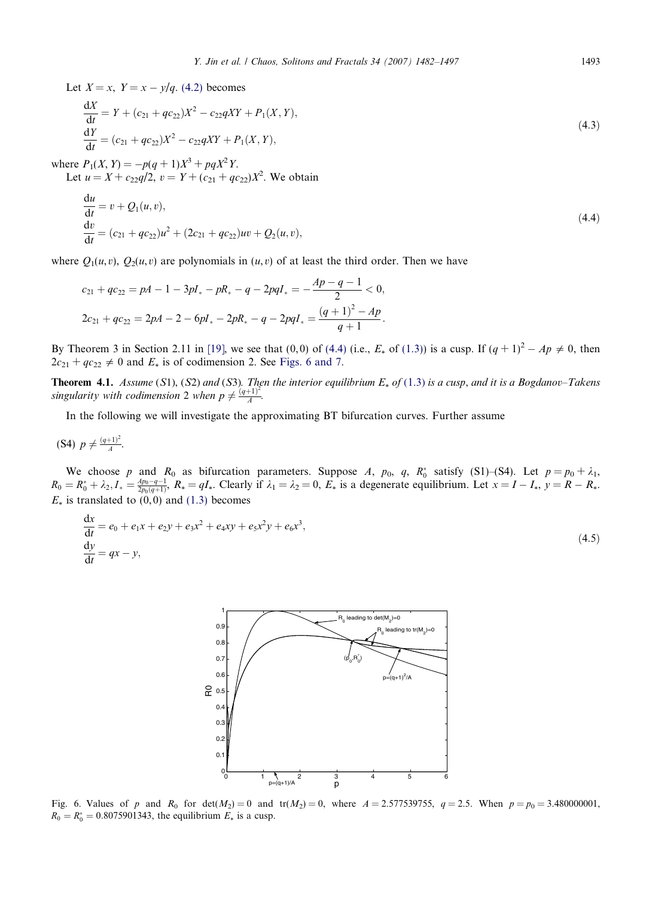Let $X = x,\ Y = x - y/q$. (4.2) becomes

$$
\begin{aligned}
\frac{\mathrm{d}X}{\mathrm{d}t} &= Y + (c_{21} + qc_{22})X^2 - c_{22}qXY + P_1(X,Y),\\
\frac{\mathrm{d}Y}{\mathrm{d}t} &= (c_{21} + qc_{22})X^2 - c_{22}qXY + P_1(X,Y),
\end{aligned}
\tag{4.3}
$$

where $P_1(X,Y) = -p(q+1)X^3 + pqX^2Y$.

Let $u = X + c_{22}q/2,\ v = Y + (c_{21} + qc_{22})X^2$. We obtain

$$
\begin{aligned}
\frac{\mathrm{d}u}{\mathrm{d}t} &= v + Q_1(u,v),\\
\frac{\mathrm{d}v}{\mathrm{d}t} &= (c_{21} + qc_{22})u^2 + (2c_{21} + qc_{22})uv + Q_2(u,v),
\end{aligned}
\tag{4.4}
$$

where $Q_1(u,v)$, $Q_2(u,v)$ are polynomials in $(u,v)$ of at least the third order. Then we have

$$
c_{21} + qc_{22} = pA - 1 - 3pI_* - pR_* - q - 2pqI_* = -\frac{Ap - q - 1}{2} < 0,
$$

$$
2c_{21} + qc_{22} = 2pA - 2 - 6pI_* - 2pR_* - q - 2pqI_* = \frac{(q+1)^2 - Ap}{q+1}.
$$

By Theorem 3 in Section 2.11 in [19], we see that $(0,0)$ of (4.4) (i.e., $E_*$ of (1.3)) is a cusp. If $(q+1)^2 - Ap \neq 0$, then $2c_{21} + qc_{22} \neq 0$ and $E_*$ is of codimension 2. See Figs. 6 and 7.

**Theorem 4.1.** *Assume (S1), (S2) and (S3). Then the interior equilibrium $E_*$ of (1.3) is a cusp, and it is a Bogdanov–Takens singularity with codimension 2 when $p \neq \frac{(q+1)^2}{A}$.*

In the following we will investigate the approximating BT bifurcation curves. Further assume

(S4) $p \neq \frac{(q+1)^2}{A}$.

We choose $p$ and $R_0$ as bifurcation parameters. Suppose $A$, $p_0$, $q$, $R_0^*$ satisfy (S1)–(S4). Let $p = p_0 + \lambda_1$, $R_0 = R_0^* + \lambda_2$, $I_* = \frac{Ap_0 - q - 1}{2p_0(q+1)}$, $R_* = qI_*$. Clearly if $\lambda_1 = \lambda_2 = 0$, $E_*$ is a degenerate equilibrium. Let $x = I - I_*$, $y = R - R_*$. $E_*$ is translated to $(0,0)$ and (1.3) becomes

$$
\begin{aligned}
\frac{\mathrm{d}x}{\mathrm{d}t} &= e_0 + e_1x + e_2y + e_3x^2 + e_4xy + e_5x^2y + e_6x^3,\\
\frac{\mathrm{d}y}{\mathrm{d}t} &= qx - y,
\end{aligned}
\tag{4.5}
$$

Fig. 6. Values of $p$ and $R_0$ for $\det(M_2) = 0$ and $\operatorname{tr}(M_2) = 0$, where $A = 2.577539755$, $q = 2.5$. When $p = p_0 = 3.480000001$, $R_0 = R_0^* = 0.8075901343$, the equilibrium $E_*$ is a cusp.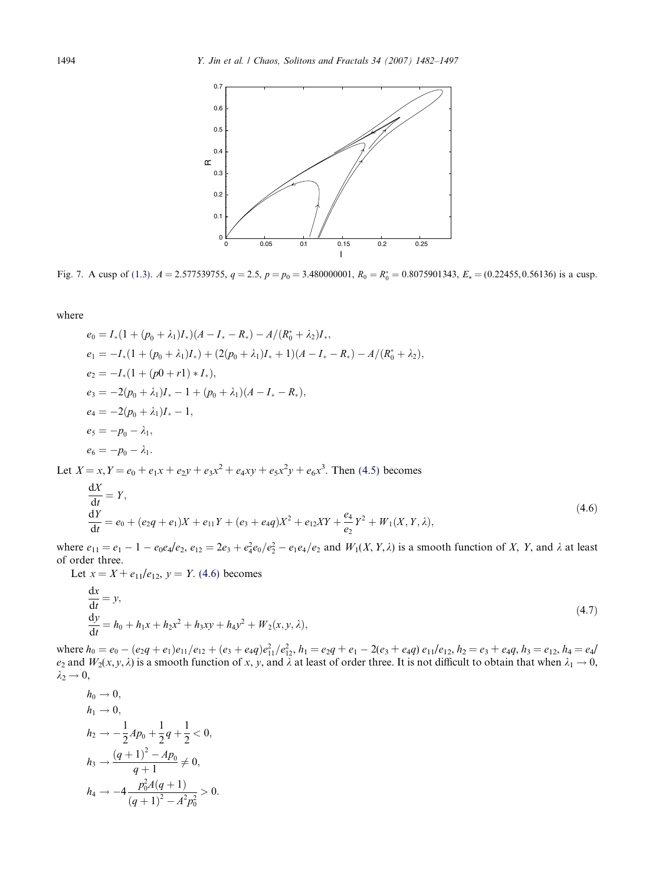Fig. 7. A cusp of (1.3). $A = 2.577539755$, $q = 2.5$, $p = p_0 = 3.480000001$, $R_0 = R_0^* = 0.8075901343$, $E_* = (0.22455, 0.56136)$ is a cusp.

where

$$
\begin{aligned}
e_0 &= I_*(1 + (p_0 + \lambda_1)I_*)(A - I_* - R_*) - A/(R_0^* + \lambda_2)I_*, \\
e_1 &= -I_*(1 + (p_0 + \lambda_1)I_*) + (2(p_0 + \lambda_1)I_* + 1)(A - I_* - R_*) - A/(R_0^* + \lambda_2), \\
e_2 &= -I_*(1 + (p0 + r1) * I_*), \\
e_3 &= -2(p_0 + \lambda_1)I_* - 1 + (p_0 + \lambda_1)(A - I_* - R_*), \\
e_4 &= -2(p_0 + \lambda_1)I_* - 1, \\
e_5 &= -p_0 - \lambda_1, \\
e_6 &= -p_0 - \lambda_1.
\end{aligned}
$$

Let $X = x, Y = e_0 + e_1 x + e_2 y + e_3 x^2 + e_4 xy + e_5 x^2 y + e_6 x^3$. Then (4.5) becomes

$$
\begin{aligned}
\frac{dX}{dt} &= Y, \\
\frac{dY}{dt} &= e_0 + (e_2 q + e_1)X + e_{11}Y + (e_3 + e_4 q)X^2 + e_{12}XY + \frac{e_4}{e_2}Y^2 + W_1(X, Y, \lambda),
\end{aligned}
\tag{4.6}
$$

where $e_{11} = e_1 - 1 - e_0 e_4/e_2$, $e_{12} = 2e_3 + e_4^2 e_0/e_2^2 - e_1 e_4/e_2$ and $W_1(X, Y, \lambda)$ is a smooth function of $X$, $Y$, and $\lambda$ at least of order three.

Let $x = X + e_{11}/e_{12}$, $y = Y$. (4.6) becomes

$$
\begin{aligned}
\frac{dx}{dt} &= y, \\
\frac{dy}{dt} &= h_0 + h_1 x + h_2 x^2 + h_3 xy + h_4 y^2 + W_2(x, y, \lambda),
\end{aligned}
\tag{4.7}
$$

where $h_0 = e_0 - (e_2 q + e_1)e_{11}/e_{12} + (e_3 + e_4 q)e_{11}^2/e_{12}^2$, $h_1 = e_2 q + e_1 - 2(e_3 + e_4 q)\, e_{11}/e_{12}$, $h_2 = e_3 + e_4 q$, $h_3 = e_{12}$, $h_4 = e_4/e_2$ and $W_2(x, y, \lambda)$ is a smooth function of $x$, $y$, and $\lambda$ at least of order three. It is not difficult to obtain that when $\lambda_1 \to 0$, $\lambda_2 \to 0$,

$$
\begin{aligned}
h_0 &\to 0, \\
h_1 &\to 0, \\
h_2 &\to -\frac{1}{2}Ap_0 + \frac{1}{2}q + \frac{1}{2} < 0, \\
h_3 &\to \frac{(q+1)^2 - Ap_0}{q+1} \neq 0, \\
h_4 &\to -4\frac{p_0^2 A(q+1)}{(q+1)^2 - A^2 p_0^2} > 0.
\end{aligned}
$$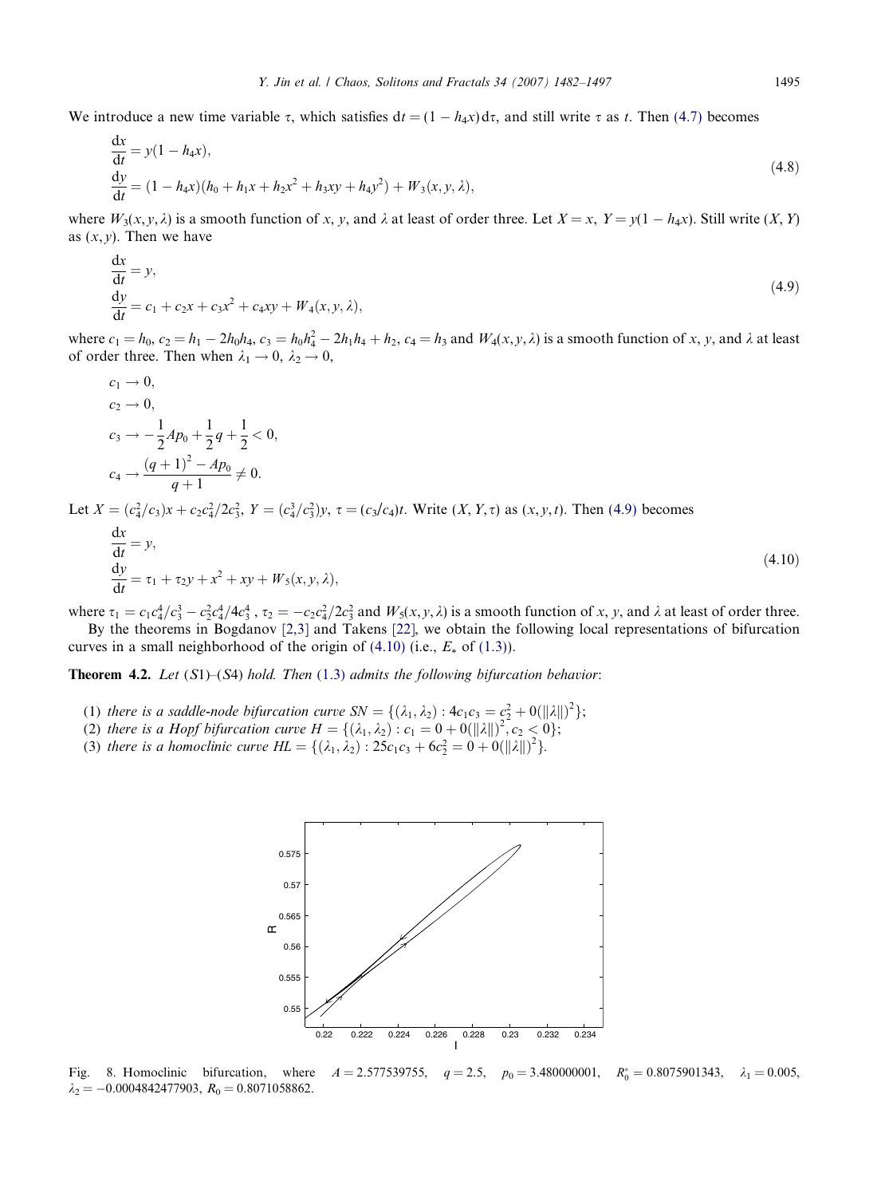We introduce a new time variable $\tau$, which satisfies $dt = (1 - h_4 x)d\tau$, and still write $\tau$ as $t$. Then (4.7) becomes

$$
\begin{aligned}
\frac{dx}{dt} &= y(1 - h_4 x), \\
\frac{dy}{dt} &= (1 - h_4 x)(h_0 + h_1 x + h_2 x^2 + h_3 xy + h_4 y^2) + W_3(x, y, \lambda),
\end{aligned}
\tag{4.8}
$$

where $W_3(x, y, \lambda)$ is a smooth function of $x$, $y$, and $\lambda$ at least of order three. Let $X = x$, $Y = y(1 - h_4 x)$. Still write $(X, Y)$ as $(x, y)$. Then we have

$$
\begin{aligned}
\frac{dx}{dt} &= y, \\
\frac{dy}{dt} &= c_1 + c_2 x + c_3 x^2 + c_4 xy + W_4(x, y, \lambda),
\end{aligned}
\tag{4.9}
$$

where $c_1 = h_0$, $c_2 = h_1 - 2h_0 h_4$, $c_3 = h_0 h_4^2 - 2h_1 h_4 + h_2$, $c_4 = h_3$ and $W_4(x, y, \lambda)$ is a smooth function of $x$, $y$, and $\lambda$ at least of order three. Then when $\lambda_1 \to 0$, $\lambda_2 \to 0$,

$$
\begin{aligned}
c_1 &\to 0, \\
c_2 &\to 0, \\
c_3 &\to -\frac{1}{2}Ap_0 + \frac{1}{2}q + \frac{1}{2} < 0, \\
c_4 &\to \frac{(q+1)^2 - Ap_0}{q+1} \neq 0.
\end{aligned}
$$

Let $X = (c_4^2/c_3)x + c_2 c_4^2/2c_3^2$, $Y = (c_4^3/c_3^2)y$, $\tau = (c_3/c_4)t$. Write $(X, Y, \tau)$ as $(x, y, t)$. Then (4.9) becomes

$$
\begin{aligned}
\frac{dx}{dt} &= y, \\
\frac{dy}{dt} &= \tau_1 + \tau_2 y + x^2 + xy + W_5(x, y, \lambda),
\end{aligned}
\tag{4.10}
$$

where $\tau_1 = c_1 c_4^4/c_3^3 - c_2^2 c_4^4/4c_3^4$, $\tau_2 = -c_2 c_4^2/2c_3^2$ and $W_5(x, y, \lambda)$ is a smooth function of $x$, $y$, and $\lambda$ at least of order three.

By the theorems in Bogdanov [2,3] and Takens [22], we obtain the following local representations of bifurcation curves in a small neighborhood of the origin of (4.10) (i.e., $E_*$ of (1.3)).

**Theorem 4.2.** *Let (S1)–(S4) hold. Then (1.3) admits the following bifurcation behavior:*

1. *there is a saddle-node bifurcation curve* $SN = \{(\lambda_1, \lambda_2) : 4c_1 c_3 = c_2^2 + 0(\|\lambda\|)^2\}$;
2. *there is a Hopf bifurcation curve* $H = \{(\lambda_1, \lambda_2) : c_1 = 0 + 0(\|\lambda\|)^2, c_2 < 0\}$;
3. *there is a homoclinic curve* $HL = \{(\lambda_1, \lambda_2) : 25c_1 c_3 + 6c_2^2 = 0 + 0(\|\lambda\|)^2\}$.

Fig. 8. Homoclinic bifurcation, where $A = 2.577539755$, $q = 2.5$, $p_0 = 3.480000001$, $R_0^* = 0.8075901343$, $\lambda_1 = 0.005$, $\lambda_2 = -0.0004842477903$, $R_0 = 0.8071058862$.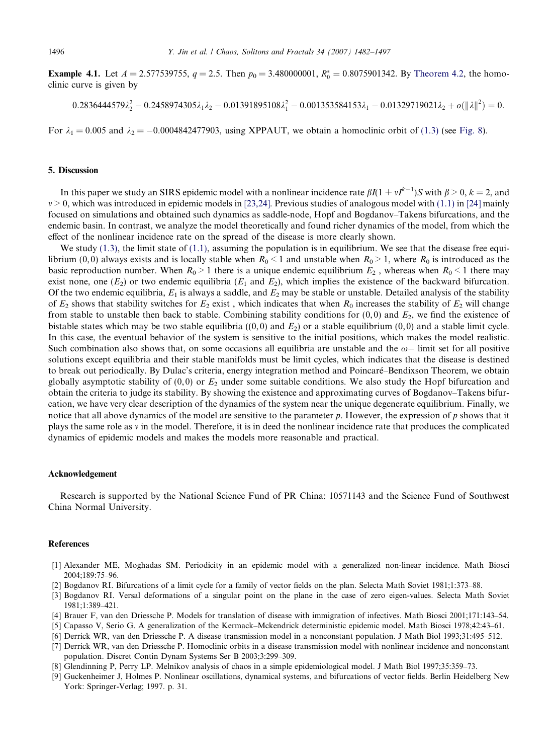**Example 4.1.** Let $A = 2.577539755$, $q = 2.5$. Then $p_0 = 3.480000001$, $R_0^* = 0.8075901342$. By Theorem 4.2, the homoclinic curve is given by

$$0.2836444579\lambda_2^2 - 0.2458974305\lambda_1\lambda_2 - 0.01391895108\lambda_1^2 - 0.001353584153\lambda_1 - 0.01329719021\lambda_2 + o(\|\lambda\|^2) = 0.$$

For $\lambda_1 = 0.005$ and $\lambda_2 = -0.0004842477903$, using XPPAUT, we obtain a homoclinic orbit of (1.3) (see Fig. 8).

## 5. Discussion

In this paper we study an SIRS epidemic model with a nonlinear incidence rate $\beta I(1 + vI^{k-1})S$ with $\beta > 0$, $k = 2$, and $v > 0$, which was introduced in epidemic models in [23,24]. Previous studies of analogous model with (1.1) in [24] mainly focused on simulations and obtained such dynamics as saddle-node, Hopf and Bogdanov–Takens bifurcations, and the endemic basin. In contrast, we analyze the model theoretically and found richer dynamics of the model, from which the effect of the nonlinear incidence rate on the spread of the disease is more clearly shown.

We study (1.3), the limit state of (1.1), assuming the population is in equilibrium. We see that the disease free equilibrium $(0,0)$ always exists and is locally stable when $R_0 < 1$ and unstable when $R_0 > 1$, where $R_0$ is introduced as the basic reproduction number. When $R_0 > 1$ there is a unique endemic equilibrium $E_2$ , whereas when $R_0 < 1$ there may exist none, one ($E_2$) or two endemic equilibria ($E_1$ and $E_2$), which implies the existence of the backward bifurcation. Of the two endemic equilibria, $E_1$ is always a saddle, and $E_2$ may be stable or unstable. Detailed analysis of the stability of $E_2$ shows that stability switches for $E_2$ exist , which indicates that when $R_0$ increases the stability of $E_2$ will change from stable to unstable then back to stable. Combining stability conditions for $(0,0)$ and $E_2$, we find the existence of bistable states which may be two stable equilibria ($(0,0)$ and $E_2$) or a stable equilibrium $(0,0)$ and a stable limit cycle. In this case, the eventual behavior of the system is sensitive to the initial positions, which makes the model realistic. Such combination also shows that, on some occasions all equilibria are unstable and the $\omega-$ limit set for all positive solutions except equilibria and their stable manifolds must be limit cycles, which indicates that the disease is destined to break out periodically. By Dulac's criteria, energy integration method and Poincaré–Bendixson Theorem, we obtain globally asymptotic stability of $(0,0)$ or $E_2$ under some suitable conditions. We also study the Hopf bifurcation and obtain the criteria to judge its stability. By showing the existence and approximating curves of Bogdanov–Takens bifurcation, we have very clear description of the dynamics of the system near the unique degenerate equilibrium. Finally, we notice that all above dynamics of the model are sensitive to the parameter $p$. However, the expression of $p$ shows that it plays the same role as $v$ in the model. Therefore, it is in deed the nonlinear incidence rate that produces the complicated dynamics of epidemic models and makes the models more reasonable and practical.

## Acknowledgement

Research is supported by the National Science Fund of PR China: 10571143 and the Science Fund of Southwest China Normal University.

## References

[1] Alexander ME, Moghadas SM. Periodicity in an epidemic model with a generalized non-linear incidence. Math Biosci 2004;189:75–96.

[2] Bogdanov RI. Bifurcations of a limit cycle for a family of vector fields on the plan. Selecta Math Soviet 1981;1:373–88.

[3] Bogdanov RI. Versal deformations of a singular point on the plane in the case of zero eigen-values. Selecta Math Soviet 1981;1:389–421.

[4] Brauer F, van den Driessche P. Models for translation of disease with immigration of infectives. Math Biosci 2001;171:143–54.

[5] Capasso V, Serio G. A generalization of the Kermack–Mckendrick deterministic epidemic model. Math Biosci 1978;42:43–61.

[6] Derrick WR, van den Driessche P. A disease transmission model in a nonconstant population. J Math Biol 1993;31:495–512.

[7] Derrick WR, van den Driessche P. Homoclinic orbits in a disease transmission model with nonlinear incidence and nonconstant population. Discret Contin Dynam Systems Ser B 2003;3:299–309.

[8] Glendinning P, Perry LP. Melnikov analysis of chaos in a simple epidemiological model. J Math Biol 1997;35:359–73.

[9] Guckenheimer J, Holmes P. Nonlinear oscillations, dynamical systems, and bifurcations of vector fields. Berlin Heidelberg New York: Springer-Verlag; 1997. p. 31.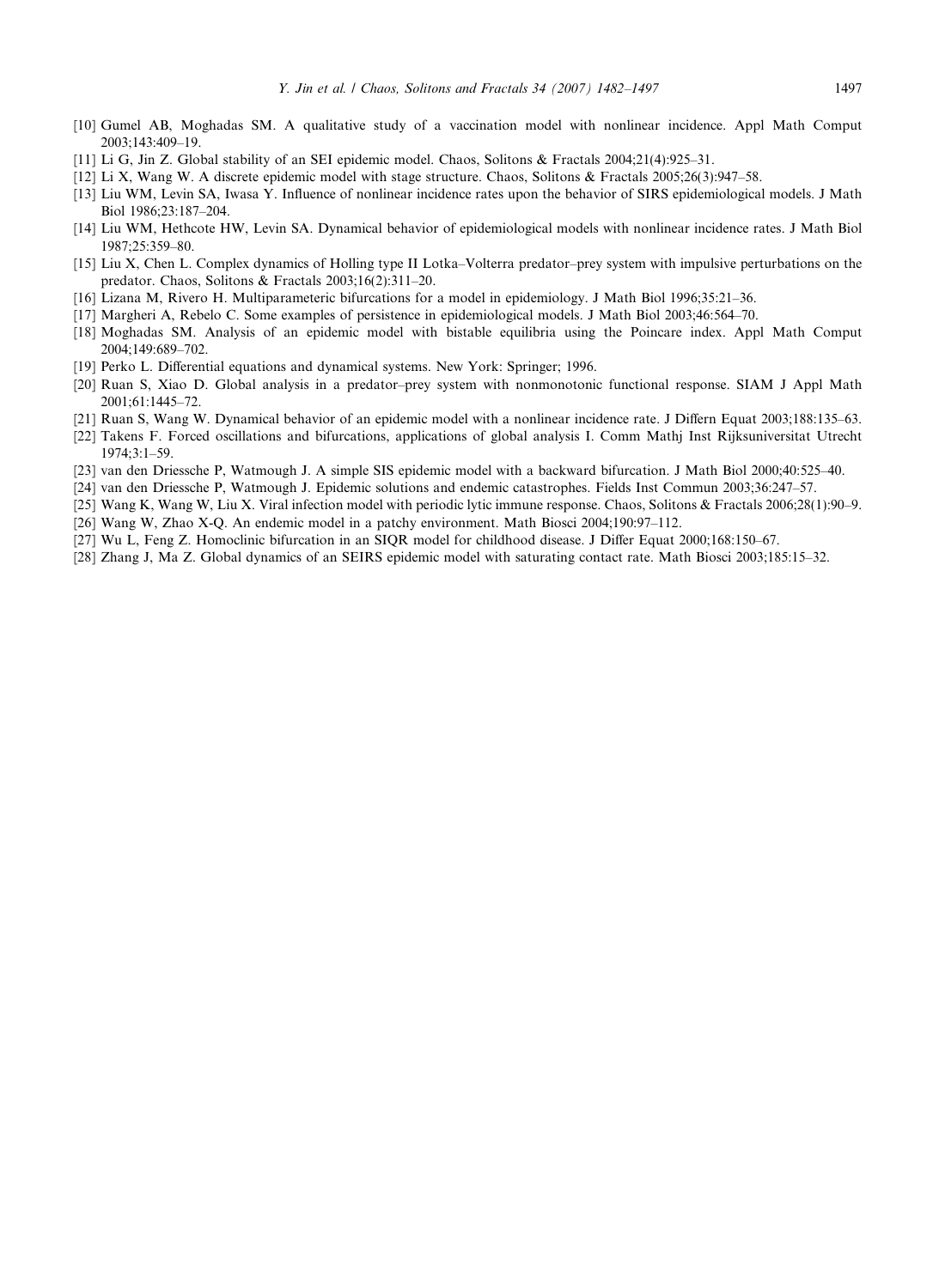[10] Gumel AB, Moghadas SM. A qualitative study of a vaccination model with nonlinear incidence. Appl Math Comput 2003;143:409–19.

[11] Li G, Jin Z. Global stability of an SEI epidemic model. Chaos, Solitons & Fractals 2004;21(4):925–31.

[12] Li X, Wang W. A discrete epidemic model with stage structure. Chaos, Solitons & Fractals 2005;26(3):947–58.

[13] Liu WM, Levin SA, Iwasa Y. Influence of nonlinear incidence rates upon the behavior of SIRS epidemiological models. J Math Biol 1986;23:187–204.

[14] Liu WM, Hethcote HW, Levin SA. Dynamical behavior of epidemiological models with nonlinear incidence rates. J Math Biol 1987;25:359–80.

[15] Liu X, Chen L. Complex dynamics of Holling type II Lotka–Volterra predator–prey system with impulsive perturbations on the predator. Chaos, Solitons & Fractals 2003;16(2):311–20.

[16] Lizana M, Rivero H. Multiparameteric bifurcations for a model in epidemiology. J Math Biol 1996;35:21–36.

[17] Margheri A, Rebelo C. Some examples of persistence in epidemiological models. J Math Biol 2003;46:564–70.

[18] Moghadas SM. Analysis of an epidemic model with bistable equilibria using the Poincare index. Appl Math Comput 2004;149:689–702.

[19] Perko L. Differential equations and dynamical systems. New York: Springer; 1996.

[20] Ruan S, Xiao D. Global analysis in a predator–prey system with nonmonotonic functional response. SIAM J Appl Math 2001;61:1445–72.

[21] Ruan S, Wang W. Dynamical behavior of an epidemic model with a nonlinear incidence rate. J Differn Equat 2003;188:135–63.

[22] Takens F. Forced oscillations and bifurcations, applications of global analysis I. Comm Mathj Inst Rijksuniversitat Utrecht 1974;3:1–59.

[23] van den Driessche P, Watmough J. A simple SIS epidemic model with a backward bifurcation. J Math Biol 2000;40:525–40.

[24] van den Driessche P, Watmough J. Epidemic solutions and endemic catastrophes. Fields Inst Commun 2003;36:247–57.

[25] Wang K, Wang W, Liu X. Viral infection model with periodic lytic immune response. Chaos, Solitons & Fractals 2006;28(1):90–9.

[26] Wang W, Zhao X-Q. An endemic model in a patchy environment. Math Biosci 2004;190:97–112.

[27] Wu L, Feng Z. Homoclinic bifurcation in an SIQR model for childhood disease. J Differ Equat 2000;168:150–67.

[28] Zhang J, Ma Z. Global dynamics of an SEIRS epidemic model with saturating contact rate. Math Biosci 2003;185:15–32.